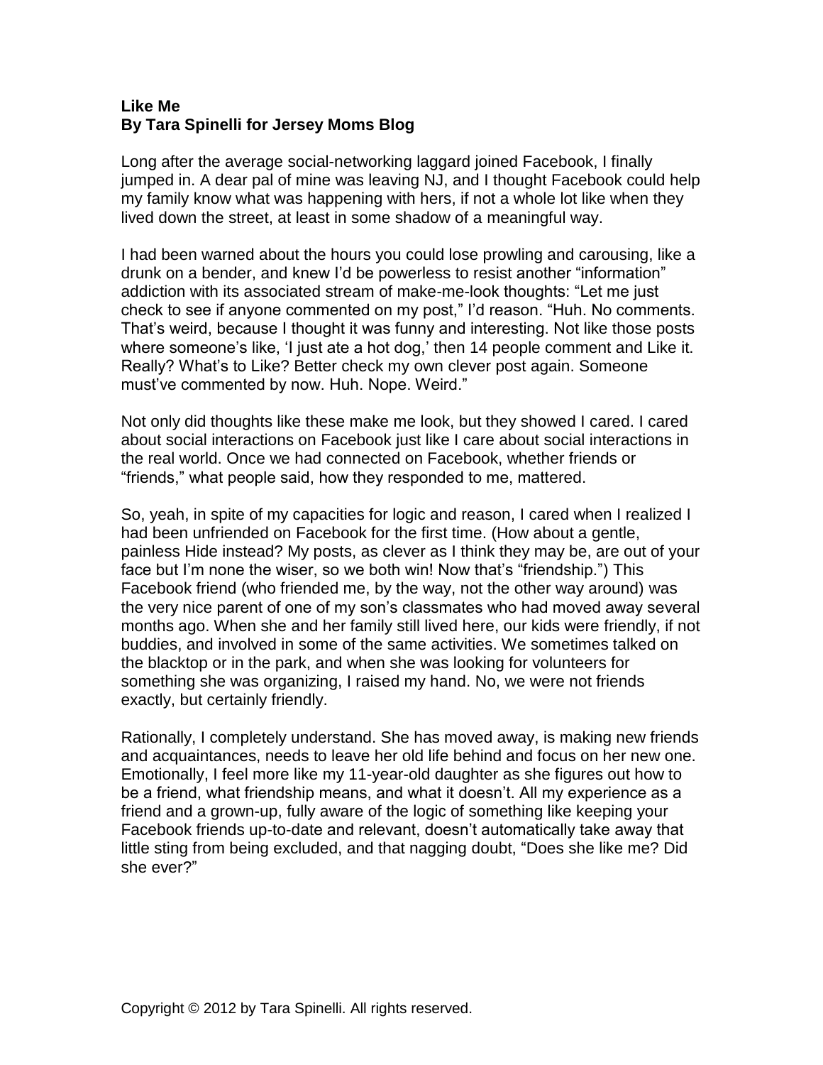**Like Me**
**By Tara Spinelli for Jersey Moms Blog**

Long after the average social-networking laggard joined Facebook, I finally jumped in. A dear pal of mine was leaving NJ, and I thought Facebook could help my family know what was happening with hers, if not a whole lot like when they lived down the street, at least in some shadow of a meaningful way.

I had been warned about the hours you could lose prowling and carousing, like a drunk on a bender, and knew I'd be powerless to resist another "information" addiction with its associated stream of make-me-look thoughts: "Let me just check to see if anyone commented on my post," I'd reason. "Huh. No comments. That's weird, because I thought it was funny and interesting. Not like those posts where someone's like, 'I just ate a hot dog,' then 14 people comment and Like it. Really? What's to Like? Better check my own clever post again. Someone must've commented by now. Huh. Nope. Weird."

Not only did thoughts like these make me look, but they showed I cared. I cared about social interactions on Facebook just like I care about social interactions in the real world. Once we had connected on Facebook, whether friends or "friends," what people said, how they responded to me, mattered.

So, yeah, in spite of my capacities for logic and reason, I cared when I realized I had been unfriended on Facebook for the first time. (How about a gentle, painless Hide instead? My posts, as clever as I think they may be, are out of your face but I'm none the wiser, so we both win! Now that's "friendship.") This Facebook friend (who friended me, by the way, not the other way around) was the very nice parent of one of my son's classmates who had moved away several months ago. When she and her family still lived here, our kids were friendly, if not buddies, and involved in some of the same activities. We sometimes talked on the blacktop or in the park, and when she was looking for volunteers for something she was organizing, I raised my hand. No, we were not friends exactly, but certainly friendly.

Rationally, I completely understand. She has moved away, is making new friends and acquaintances, needs to leave her old life behind and focus on her new one. Emotionally, I feel more like my 11-year-old daughter as she figures out how to be a friend, what friendship means, and what it doesn't. All my experience as a friend and a grown-up, fully aware of the logic of something like keeping your Facebook friends up-to-date and relevant, doesn't automatically take away that little sting from being excluded, and that nagging doubt, "Does she like me? Did she ever?"

Copyright © 2012 by Tara Spinelli. All rights reserved.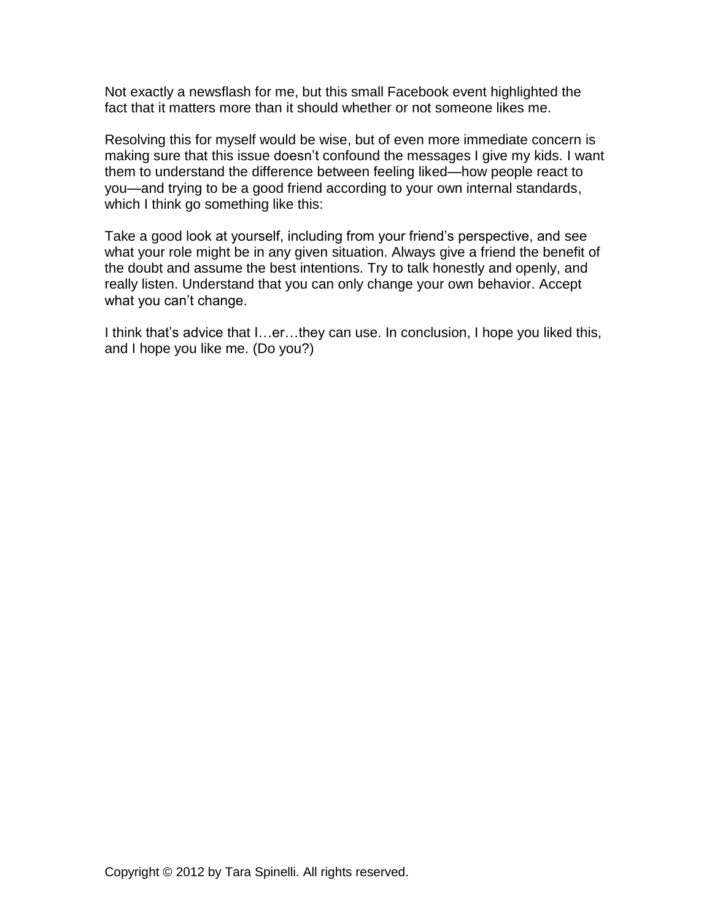Not exactly a newsflash for me, but this small Facebook event highlighted the fact that it matters more than it should whether or not someone likes me.

Resolving this for myself would be wise, but of even more immediate concern is making sure that this issue doesn't confound the messages I give my kids. I want them to understand the difference between feeling liked—how people react to you—and trying to be a good friend according to your own internal standards, which I think go something like this:

Take a good look at yourself, including from your friend's perspective, and see what your role might be in any given situation. Always give a friend the benefit of the doubt and assume the best intentions. Try to talk honestly and openly, and really listen. Understand that you can only change your own behavior. Accept what you can't change.

I think that's advice that I…er…they can use. In conclusion, I hope you liked this, and I hope you like me. (Do you?)

Copyright © 2012 by Tara Spinelli. All rights reserved.